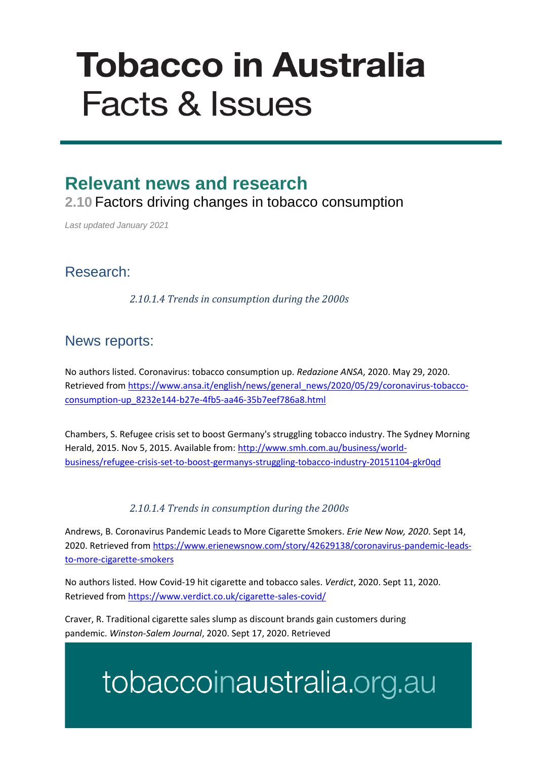# Tobacco in Australia
# Facts & Issues

## Relevant news and research

### 2.10 Factors driving changes in tobacco consumption

*Last updated January 2021*

## Research:

*2.10.1.4 Trends in consumption during the 2000s*

## News reports:

No authors listed. Coronavirus: tobacco consumption up. *Redazione ANSA*, 2020. May 29, 2020. Retrieved from https://www.ansa.it/english/news/general_news/2020/05/29/coronavirus-tobacco-consumption-up_8232e144-b27e-4fb5-aa46-35b7eef786a8.html

Chambers, S. Refugee crisis set to boost Germany's struggling tobacco industry. The Sydney Morning Herald, 2015. Nov 5, 2015. Available from: http://www.smh.com.au/business/world-business/refugee-crisis-set-to-boost-germanys-struggling-tobacco-industry-20151104-gkr0qd

*2.10.1.4 Trends in consumption during the 2000s*

Andrews, B. Coronavirus Pandemic Leads to More Cigarette Smokers. *Erie New Now, 2020*. Sept 14, 2020. Retrieved from https://www.erienewsnow.com/story/42629138/coronavirus-pandemic-leads-to-more-cigarette-smokers

No authors listed. How Covid-19 hit cigarette and tobacco sales. *Verdict*, 2020. Sept 11, 2020. Retrieved from https://www.verdict.co.uk/cigarette-sales-covid/

Craver, R. Traditional cigarette sales slump as discount brands gain customers during pandemic. *Winston-Salem Journal*, 2020. Sept 17, 2020. Retrieved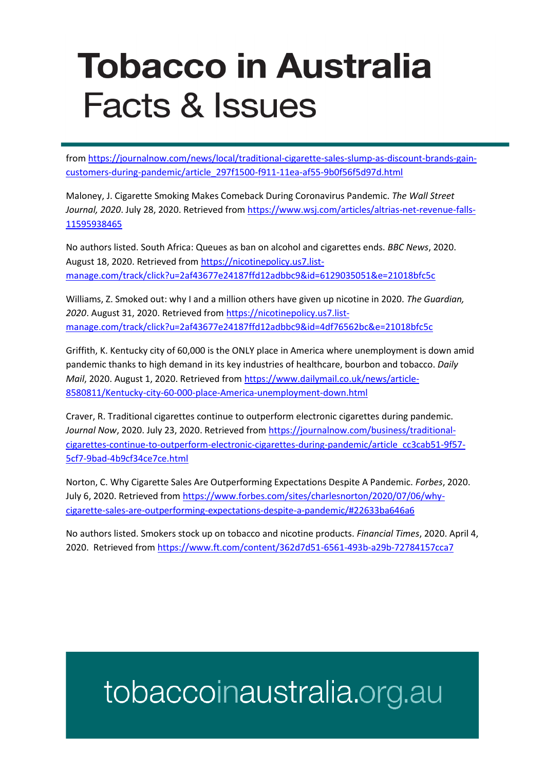from https://journalnow.com/news/local/traditional-cigarette-sales-slump-as-discount-brands-gain-customers-during-pandemic/article_297f1500-f911-11ea-af55-9b0f56f5d97d.html

Maloney, J. Cigarette Smoking Makes Comeback During Coronavirus Pandemic. *The Wall Street Journal, 2020*. July 28, 2020. Retrieved from https://www.wsj.com/articles/altrias-net-revenue-falls-11595938465

No authors listed. South Africa: Queues as ban on alcohol and cigarettes ends. *BBC News*, 2020. August 18, 2020. Retrieved from https://nicotinepolicy.us7.list-manage.com/track/click?u=2af43677e24187ffd12adbbc9&id=6129035051&e=21018bfc5c

Williams, Z. Smoked out: why I and a million others have given up nicotine in 2020. *The Guardian, 2020*. August 31, 2020. Retrieved from https://nicotinepolicy.us7.list-manage.com/track/click?u=2af43677e24187ffd12adbbc9&id=4df76562bc&e=21018bfc5c

Griffith, K. Kentucky city of 60,000 is the ONLY place in America where unemployment is down amid pandemic thanks to high demand in its key industries of healthcare, bourbon and tobacco. *Daily Mail*, 2020. August 1, 2020. Retrieved from https://www.dailymail.co.uk/news/article-8580811/Kentucky-city-60-000-place-America-unemployment-down.html

Craver, R. Traditional cigarettes continue to outperform electronic cigarettes during pandemic. *Journal Now*, 2020. July 23, 2020. Retrieved from https://journalnow.com/business/traditional-cigarettes-continue-to-outperform-electronic-cigarettes-during-pandemic/article_cc3cab51-9f57-5cf7-9bad-4b9cf34ce7ce.html

Norton, C. Why Cigarette Sales Are Outperforming Expectations Despite A Pandemic. *Forbes*, 2020. July 6, 2020. Retrieved from https://www.forbes.com/sites/charlesnorton/2020/07/06/why-cigarette-sales-are-outperforming-expectations-despite-a-pandemic/#22633ba646a6

No authors listed. Smokers stock up on tobacco and nicotine products. *Financial Times*, 2020. April 4, 2020. Retrieved from https://www.ft.com/content/362d7d51-6561-493b-a29b-72784157cca7